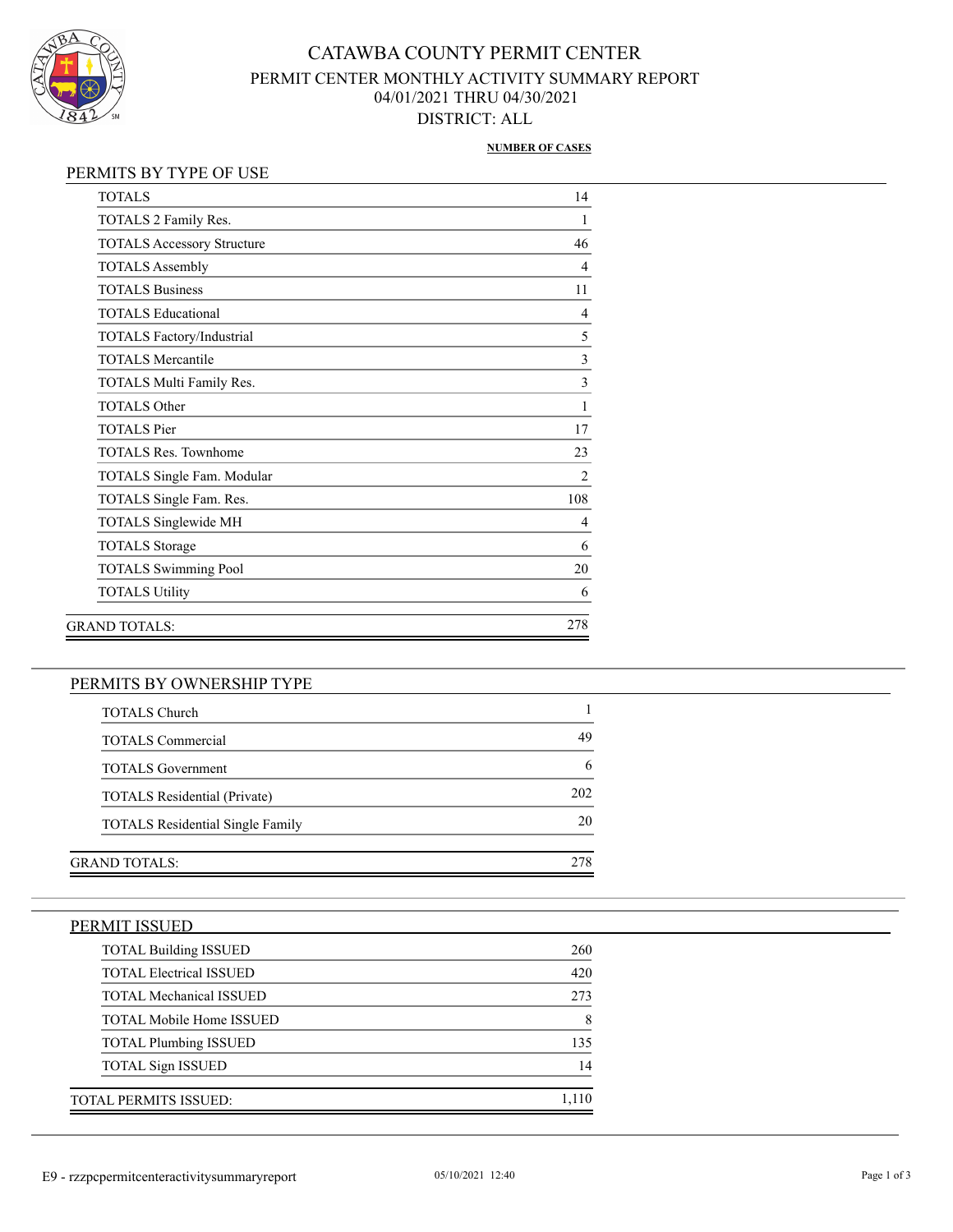# CATAWBA COUNTY PERMIT CENTER

## PERMIT CENTER MONTHLY ACTIVITY SUMMARY REPORT

04/01/2021 THRU 04/30/2021

DISTRICT: ALL

**NUMBER OF CASES**

### PERMITS BY TYPE OF USE

| | NUMBER OF CASES |
|---|---|
| TOTALS | 14 |
| TOTALS 2 Family Res. | 1 |
| TOTALS Accessory Structure | 46 |
| TOTALS Assembly | 4 |
| TOTALS Business | 11 |
| TOTALS Educational | 4 |
| TOTALS Factory/Industrial | 5 |
| TOTALS Mercantile | 3 |
| TOTALS Multi Family Res. | 3 |
| TOTALS Other | 1 |
| TOTALS Pier | 17 |
| TOTALS Res. Townhome | 23 |
| TOTALS Single Fam. Modular | 2 |
| TOTALS Single Fam. Res. | 108 |
| TOTALS Singlewide MH | 4 |
| TOTALS Storage | 6 |
| TOTALS Swimming Pool | 20 |
| TOTALS Utility | 6 |
| GRAND TOTALS: | 278 |

### PERMITS BY OWNERSHIP TYPE

| | NUMBER OF CASES |
|---|---|
| TOTALS Church | 1 |
| TOTALS Commercial | 49 |
| TOTALS Government | 6 |
| TOTALS Residential (Private) | 202 |
| TOTALS Residential Single Family | 20 |
| GRAND TOTALS: | 278 |

### PERMIT ISSUED

| | NUMBER OF CASES |
|---|---|
| TOTAL Building ISSUED | 260 |
| TOTAL Electrical ISSUED | 420 |
| TOTAL Mechanical ISSUED | 273 |
| TOTAL Mobile Home ISSUED | 8 |
| TOTAL Plumbing ISSUED | 135 |
| TOTAL Sign ISSUED | 14 |
| TOTAL PERMITS ISSUED: | 1,110 |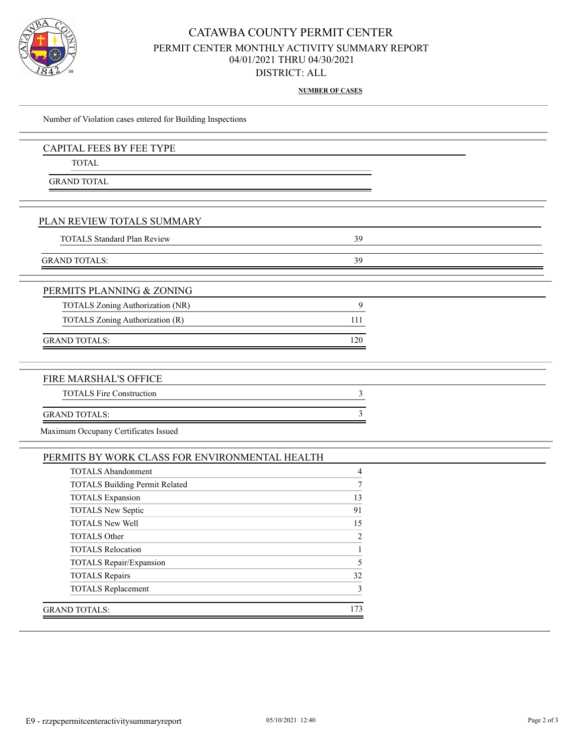# CATAWBA COUNTY PERMIT CENTER

## PERMIT CENTER MONTHLY ACTIVITY SUMMARY REPORT

04/01/2021 THRU 04/30/2021

DISTRICT: ALL

**NUMBER OF CASES**

Number of Violation cases entered for Building Inspections

### CAPITAL FEES BY FEE TYPE

| | |
|---|---|
| TOTAL | |
| GRAND TOTAL | |

### PLAN REVIEW TOTALS SUMMARY

| | |
|---|---|
| TOTALS Standard Plan Review | 39 |
| GRAND TOTALS: | 39 |

### PERMITS PLANNING & ZONING

| | |
|---|---|
| TOTALS Zoning Authorization (NR) | 9 |
| TOTALS Zoning Authorization (R) | 111 |
| GRAND TOTALS: | 120 |

### FIRE MARSHAL'S OFFICE

| | |
|---|---|
| TOTALS Fire Construction | 3 |
| GRAND TOTALS: | 3 |

Maximum Occupany Certificates Issued

### PERMITS BY WORK CLASS FOR ENVIRONMENTAL HEALTH

| | |
|---|---|
| TOTALS Abandonment | 4 |
| TOTALS Building Permit Related | 7 |
| TOTALS Expansion | 13 |
| TOTALS New Septic | 91 |
| TOTALS New Well | 15 |
| TOTALS Other | 2 |
| TOTALS Relocation | 1 |
| TOTALS Repair/Expansion | 5 |
| TOTALS Repairs | 32 |
| TOTALS Replacement | 3 |
| GRAND TOTALS: | 173 |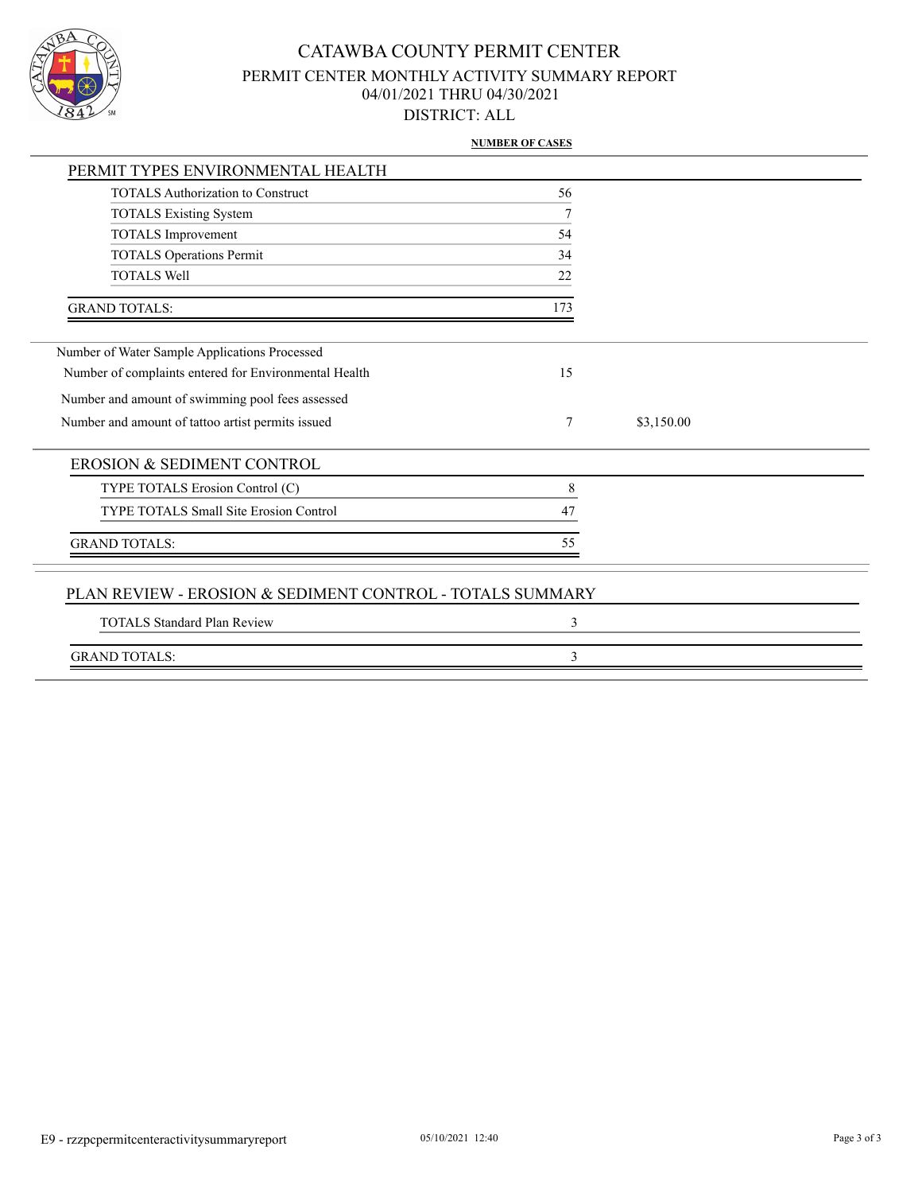# CATAWBA COUNTY PERMIT CENTER

## PERMIT CENTER MONTHLY ACTIVITY SUMMARY REPORT

04/01/2021 THRU 04/30/2021

DISTRICT: ALL

**NUMBER OF CASES**

### PERMIT TYPES ENVIRONMENTAL HEALTH

| | |
|---|---|
| TOTALS Authorization to Construct | 56 |
| TOTALS Existing System | 7 |
| TOTALS Improvement | 54 |
| TOTALS Operations Permit | 34 |
| TOTALS Well | 22 |
| GRAND TOTALS: | 173 |

| | | |
|---|---|---|
| Number of Water Sample Applications Processed | | |
| Number of complaints entered for Environmental Health | 15 | |
| Number and amount of swimming pool fees assessed | | |
| Number and amount of tattoo artist permits issued | 7 | $3,150.00 |

### EROSION & SEDIMENT CONTROL

| | |
|---|---|
| TYPE TOTALS Erosion Control (C) | 8 |
| TYPE TOTALS Small Site Erosion Control | 47 |
| GRAND TOTALS: | 55 |

### PLAN REVIEW - EROSION & SEDIMENT CONTROL - TOTALS SUMMARY

| | |
|---|---|
| TOTALS Standard Plan Review | 3 |
| GRAND TOTALS: | 3 |

E9 - rzzpcpermitcenteractivitysummaryreport 05/10/2021 12:40